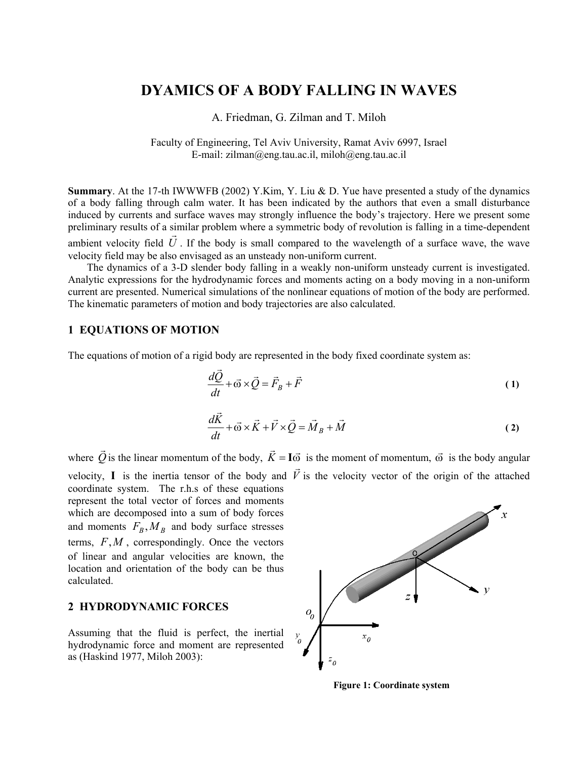# DYAMICS OF A BODY FALLING IN WAVES

A. Friedman, G. Zilman and T. Miloh

Faculty of Engineering, Tel Aviv University, Ramat Aviv 6997, Israel
E-mail: zilman@eng.tau.ac.il, miloh@eng.tau.ac.il

**Summary**. At the 17-th IWWWFB (2002) Y.Kim, Y. Liu & D. Yue have presented a study of the dynamics of a body falling through calm water. It has been indicated by the authors that even a small disturbance induced by currents and surface waves may strongly influence the body's trajectory. Here we present some preliminary results of a similar problem where a symmetric body of revolution is falling in a time-dependent ambient velocity field $\vec{U}$. If the body is small compared to the wavelength of a surface wave, the wave velocity field may be also envisaged as an unsteady non-uniform current.

The dynamics of a 3-D slender body falling in a weakly non-uniform unsteady current is investigated. Analytic expressions for the hydrodynamic forces and moments acting on a body moving in a non-uniform current are presented. Numerical simulations of the nonlinear equations of motion of the body are performed. The kinematic parameters of motion and body trajectories are also calculated.

## 1 EQUATIONS OF MOTION

The equations of motion of a rigid body are represented in the body fixed coordinate system as:

$$\frac{d\vec{Q}}{dt} + \vec{\omega} \times \vec{Q} = \vec{F}_B + \vec{F} \tag{1}$$

$$\frac{d\vec{K}}{dt} + \vec{\omega} \times \vec{K} + \vec{V} \times \vec{Q} = \vec{M}_B + \vec{M} \tag{2}$$

where $\vec{Q}$ is the linear momentum of the body, $\vec{K} = \mathbf{I}\vec{\omega}$ is the moment of momentum, $\vec{\omega}$ is the body angular velocity, $\mathbf{I}$ is the inertia tensor of the body and $\vec{V}$ is the velocity vector of the origin of the attached coordinate system. The r.h.s of these equations represent the total vector of forces and moments which are decomposed into a sum of body forces and moments $F_B, M_B$ and body surface stresses terms, $F, M$, correspondingly. Once the vectors of linear and angular velocities are known, the location and orientation of the body can be thus calculated.

**Figure 1: Coordinate system**

## 2 HYDRODYNAMIC FORCES

Assuming that the fluid is perfect, the inertial hydrodynamic force and moment are represented as (Haskind 1977, Miloh 2003):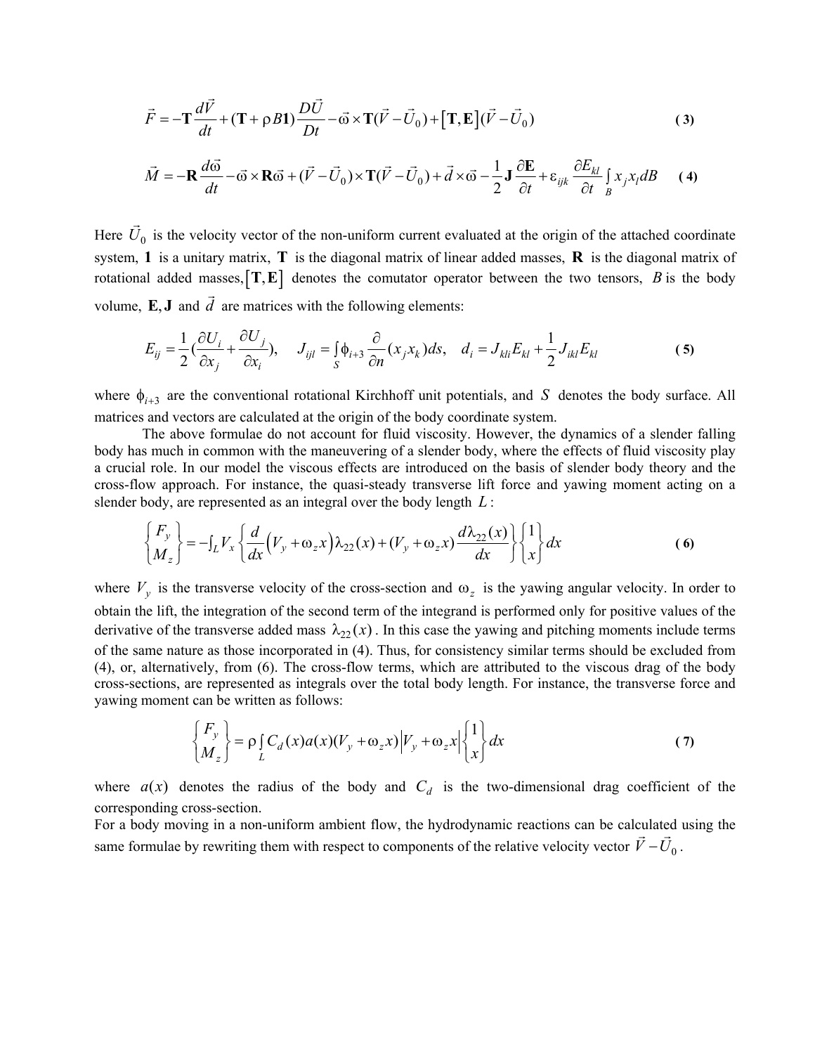$$\vec{F} = -\mathbf{T}\frac{d\vec{V}}{dt} + (\mathbf{T} + \rho B\mathbf{1})\frac{D\vec{U}}{Dt} - \vec{\omega} \times \mathbf{T}(\vec{V} - \vec{U}_0) + \left[\mathbf{T}, \mathbf{E}\right](\vec{V} - \vec{U}_0) \tag{3}$$

$$\vec{M} = -\mathbf{R}\frac{d\vec{\omega}}{dt} - \vec{\omega} \times \mathbf{R}\vec{\omega} + (\vec{V} - \vec{U}_0) \times \mathbf{T}(\vec{V} - \vec{U}_0) + \vec{d} \times \vec{\omega} - \frac{1}{2}\mathbf{J}\frac{\partial \mathbf{E}}{\partial t} + \varepsilon_{ijk}\frac{\partial E_{kl}}{\partial t}\int_B x_j x_l dB \tag{4}$$

Here $\vec{U}_0$ is the velocity vector of the non-uniform current evaluated at the origin of the attached coordinate system, $\mathbf{1}$ is a unitary matrix, $\mathbf{T}$ is the diagonal matrix of linear added masses, $\mathbf{R}$ is the diagonal matrix of rotational added masses, $\left[\mathbf{T}, \mathbf{E}\right]$ denotes the comutator operator between the two tensors, $B$ is the body volume, $\mathbf{E}, \mathbf{J}$ and $\vec{d}$ are matrices with the following elements:

$$E_{ij} = \frac{1}{2}\left(\frac{\partial U_i}{\partial x_j} + \frac{\partial U_j}{\partial x_i}\right), \quad J_{ijl} = \int_S \phi_{i+3}\frac{\partial}{\partial n}(x_j x_k)ds, \quad d_i = J_{kli}E_{kl} + \frac{1}{2}J_{ikl}E_{kl} \tag{5}$$

where $\phi_{i+3}$ are the conventional rotational Kirchhoff unit potentials, and $S$ denotes the body surface. All matrices and vectors are calculated at the origin of the body coordinate system.

The above formulae do not account for fluid viscosity. However, the dynamics of a slender falling body has much in common with the maneuvering of a slender body, where the effects of fluid viscosity play a crucial role. In our model the viscous effects are introduced on the basis of slender body theory and the cross-flow approach. For instance, the quasi-steady transverse lift force and yawing moment acting on a slender body, are represented as an integral over the body length $L$:

$$\begin{Bmatrix} F_y \\ M_z \end{Bmatrix} = -\int_L V_x \left\{ \frac{d}{dx}\left(V_y + \omega_z x\right)\lambda_{22}(x) + (V_y + \omega_z x)\frac{d\lambda_{22}(x)}{dx} \right\} \begin{Bmatrix} 1 \\ x \end{Bmatrix} dx \tag{6}$$

where $V_y$ is the transverse velocity of the cross-section and $\omega_z$ is the yawing angular velocity. In order to obtain the lift, the integration of the second term of the integrand is performed only for positive values of the derivative of the transverse added mass $\lambda_{22}(x)$. In this case the yawing and pitching moments include terms of the same nature as those incorporated in (4). Thus, for consistency similar terms should be excluded from (4), or, alternatively, from (6). The cross-flow terms, which are attributed to the viscous drag of the body cross-sections, are represented as integrals over the total body length. For instance, the transverse force and yawing moment can be written as follows:

$$\begin{Bmatrix} F_y \\ M_z \end{Bmatrix} = \rho \int_L C_d(x)a(x)(V_y + \omega_z x)\left|V_y + \omega_z x\right| \begin{Bmatrix} 1 \\ x \end{Bmatrix} dx \tag{7}$$

where $a(x)$ denotes the radius of the body and $C_d$ is the two-dimensional drag coefficient of the corresponding cross-section.

For a body moving in a non-uniform ambient flow, the hydrodynamic reactions can be calculated using the same formulae by rewriting them with respect to components of the relative velocity vector $\vec{V} - \vec{U}_0$.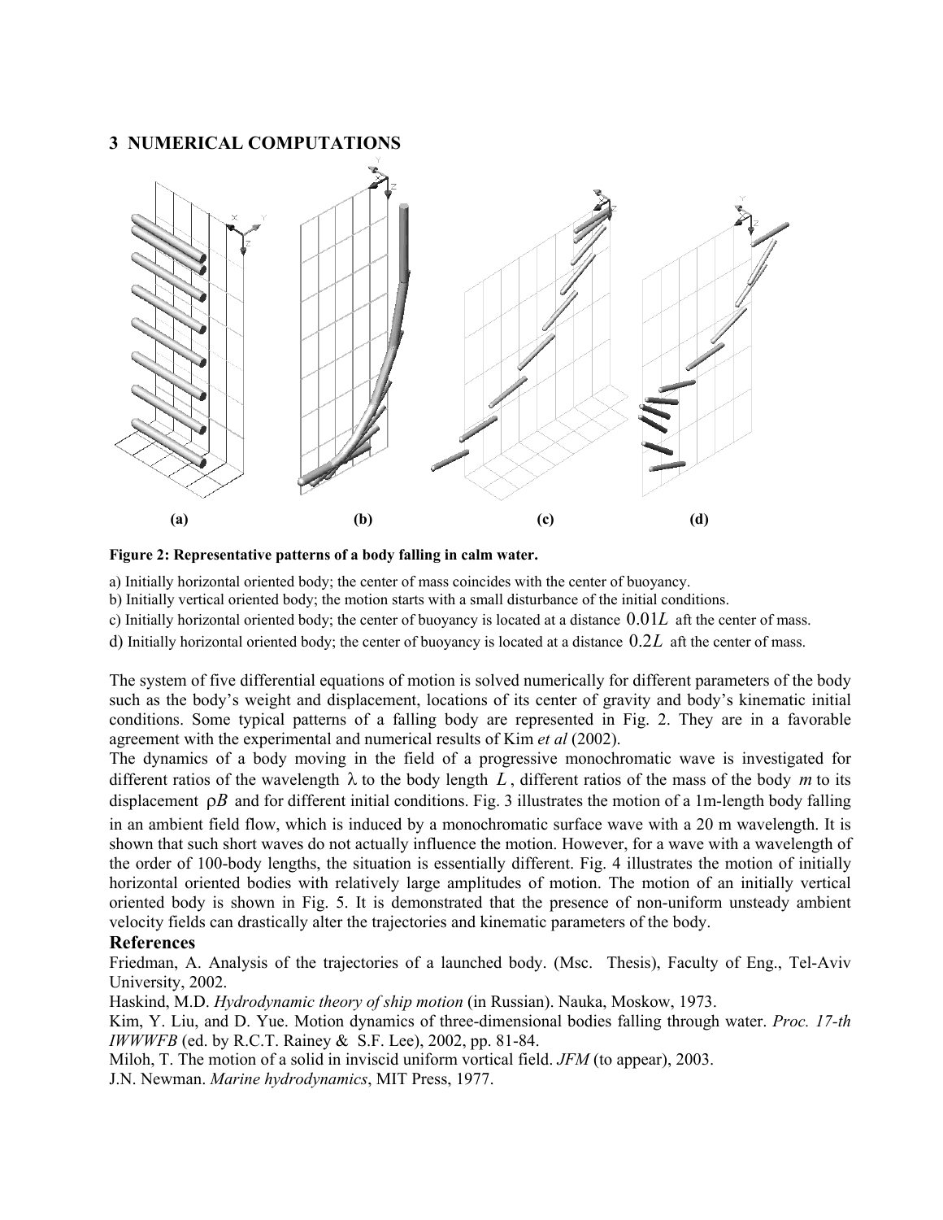## 3 NUMERICAL COMPUTATIONS

**Figure 2: Representative patterns of a body falling in calm water.**

a) Initially horizontal oriented body; the center of mass coincides with the center of buoyancy.

b) Initially vertical oriented body; the motion starts with a small disturbance of the initial conditions.

c) Initially horizontal oriented body; the center of buoyancy is located at a distance $0.01L$ aft the center of mass.

d) Initially horizontal oriented body; the center of buoyancy is located at a distance $0.2L$ aft the center of mass.

The system of five differential equations of motion is solved numerically for different parameters of the body such as the body's weight and displacement, locations of its center of gravity and body's kinematic initial conditions. Some typical patterns of a falling body are represented in Fig. 2. They are in a favorable agreement with the experimental and numerical results of Kim *et al* (2002).

The dynamics of a body moving in the field of a progressive monochromatic wave is investigated for different ratios of the wavelength $\lambda$ to the body length $L$, different ratios of the mass of the body $m$ to its displacement $\rho B$ and for different initial conditions. Fig. 3 illustrates the motion of a 1m-length body falling in an ambient field flow, which is induced by a monochromatic surface wave with a 20 m wavelength. It is shown that such short waves do not actually influence the motion. However, for a wave with a wavelength of the order of 100-body lengths, the situation is essentially different. Fig. 4 illustrates the motion of initially horizontal oriented bodies with relatively large amplitudes of motion. The motion of an initially vertical oriented body is shown in Fig. 5. It is demonstrated that the presence of non-uniform unsteady ambient velocity fields can drastically alter the trajectories and kinematic parameters of the body.

### References

Friedman, A. Analysis of the trajectories of a launched body. (Msc. Thesis), Faculty of Eng., Tel-Aviv University, 2002.

Haskind, M.D. *Hydrodynamic theory of ship motion* (in Russian). Nauka, Moskow, 1973.

Kim, Y. Liu, and D. Yue. Motion dynamics of three-dimensional bodies falling through water. *Proc. 17-th IWWWFB* (ed. by R.C.T. Rainey & S.F. Lee), 2002, pp. 81-84.

Miloh, T. The motion of a solid in inviscid uniform vortical field. *JFM* (to appear), 2003.

J.N. Newman. *Marine hydrodynamics*, MIT Press, 1977.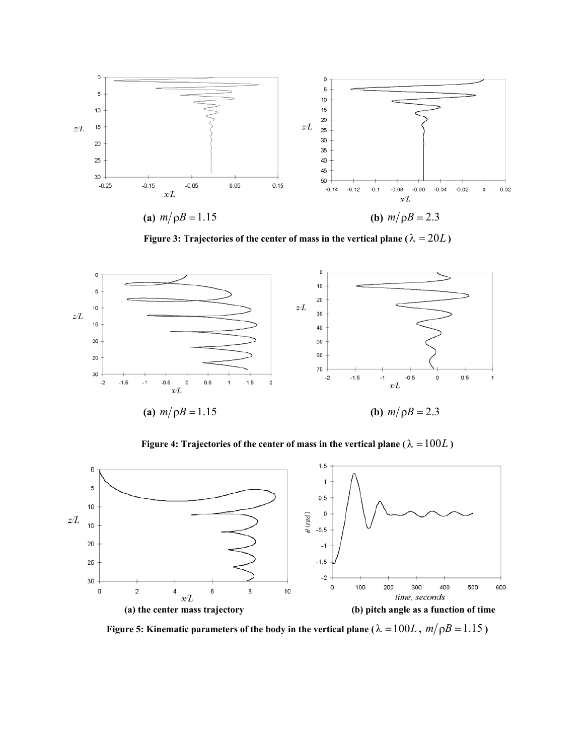0
5
10
15
20
25
30

z/L

-0.25 -0.15 -0.05 0.05 0.15

x/L

**(a)** $m/\rho B = 1.15$

0
5
10
15
20
25
30
35
40
45
50

z/L

-0.14 -0.12 -0.1 -0.08 -0.06 -0.04 -0.02 0 0.02

x/L

**(b)** $m/\rho B = 2.3$

**Figure 3: Trajectories of the center of mass in the vertical plane ($\lambda = 20L$)**

0
5
10
15
20
25
30

z/L

-2 -1.5 -1 -0.5 0 0.5 1 1.5 2

x/L

**(a)** $m/\rho B = 1.15$

0
10
20
30
40
50
60
70

z/L

-2 -1.5 -1 -0.5 0 0.5 1

x/L

**(b)** $m/\rho B = 2.3$

**Figure 4: Trajectories of the center of mass in the vertical plane ($\lambda = 100L$)**

0
5
10
15
20
25
30

z/L

0 2 4 6 8 10

x/L

**(a) the center mass trajectory**

1.5
1
0.5
0
-0.5
-1
-1.5
-2

θ (rad)

0 100 200 300 400 500 600

time, seconds

**(b) pitch angle as a function of time**

**Figure 5: Kinematic parameters of the body in the vertical plane ($\lambda = 100L$, $m/\rho B = 1.15$)**